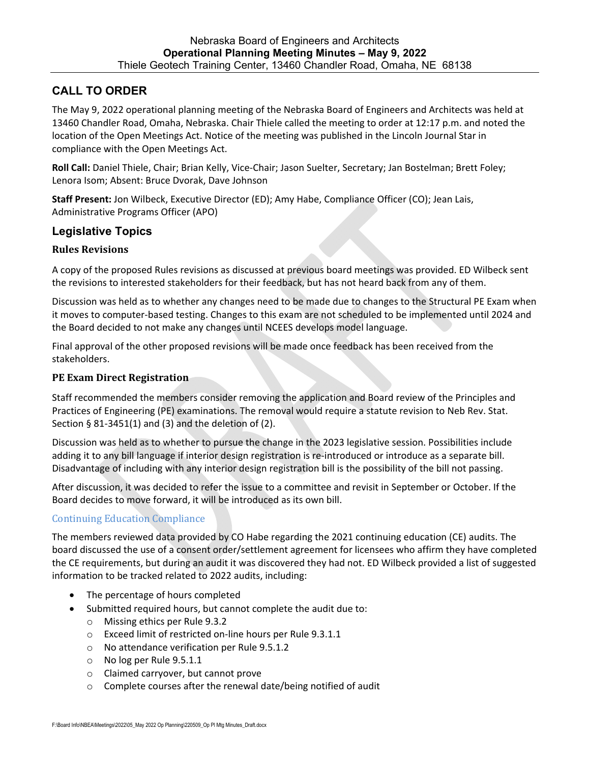Nebraska Board of Engineers and Architects
**Operational Planning Meeting Minutes – May 9, 2022**
Thiele Geotech Training Center, 13460 Chandler Road, Omaha, NE 68138

## CALL TO ORDER

The May 9, 2022 operational planning meeting of the Nebraska Board of Engineers and Architects was held at 13460 Chandler Road, Omaha, Nebraska. Chair Thiele called the meeting to order at 12:17 p.m. and noted the location of the Open Meetings Act. Notice of the meeting was published in the Lincoln Journal Star in compliance with the Open Meetings Act.

**Roll Call:** Daniel Thiele, Chair; Brian Kelly, Vice-Chair; Jason Suelter, Secretary; Jan Bostelman; Brett Foley; Lenora Isom; Absent: Bruce Dvorak, Dave Johnson

**Staff Present:** Jon Wilbeck, Executive Director (ED); Amy Habe, Compliance Officer (CO); Jean Lais, Administrative Programs Officer (APO)

## Legislative Topics

### Rules Revisions

A copy of the proposed Rules revisions as discussed at previous board meetings was provided. ED Wilbeck sent the revisions to interested stakeholders for their feedback, but has not heard back from any of them.

Discussion was held as to whether any changes need to be made due to changes to the Structural PE Exam when it moves to computer-based testing. Changes to this exam are not scheduled to be implemented until 2024 and the Board decided to not make any changes until NCEES develops model language.

Final approval of the other proposed revisions will be made once feedback has been received from the stakeholders.

### PE Exam Direct Registration

Staff recommended the members consider removing the application and Board review of the Principles and Practices of Engineering (PE) examinations. The removal would require a statute revision to Neb Rev. Stat. Section § 81-3451(1) and (3) and the deletion of (2).

Discussion was held as to whether to pursue the change in the 2023 legislative session. Possibilities include adding it to any bill language if interior design registration is re-introduced or introduce as a separate bill. Disadvantage of including with any interior design registration bill is the possibility of the bill not passing.

After discussion, it was decided to refer the issue to a committee and revisit in September or October. If the Board decides to move forward, it will be introduced as its own bill.

### Continuing Education Compliance

The members reviewed data provided by CO Habe regarding the 2021 continuing education (CE) audits. The board discussed the use of a consent order/settlement agreement for licensees who affirm they have completed the CE requirements, but during an audit it was discovered they had not. ED Wilbeck provided a list of suggested information to be tracked related to 2022 audits, including:

- The percentage of hours completed
- Submitted required hours, but cannot complete the audit due to:
  - Missing ethics per Rule 9.3.2
  - Exceed limit of restricted on-line hours per Rule 9.3.1.1
  - No attendance verification per Rule 9.5.1.2
  - No log per Rule 9.5.1.1
  - Claimed carryover, but cannot prove
  - Complete courses after the renewal date/being notified of audit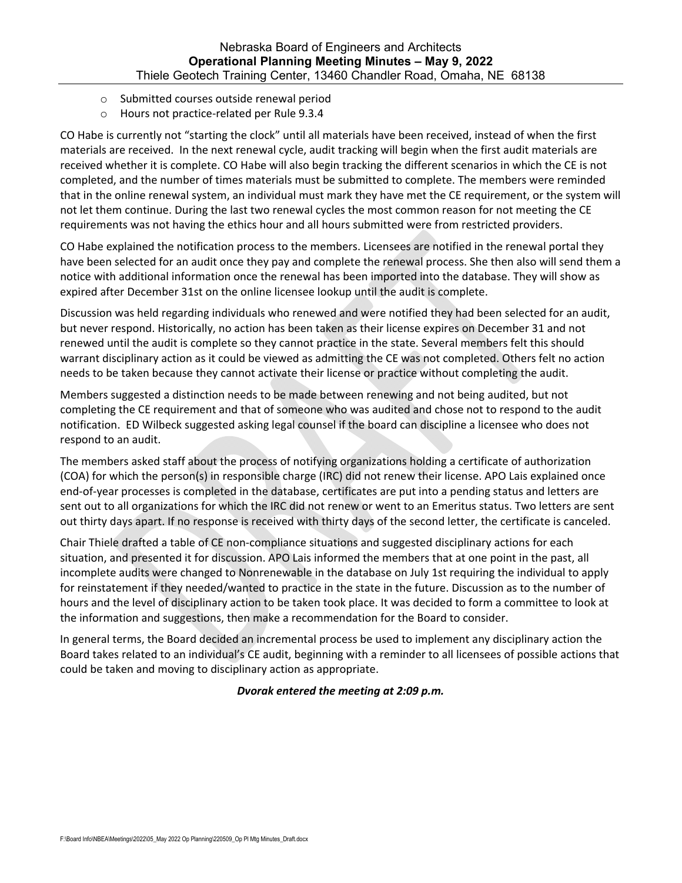- Submitted courses outside renewal period
- Hours not practice-related per Rule 9.3.4

CO Habe is currently not "starting the clock" until all materials have been received, instead of when the first materials are received. In the next renewal cycle, audit tracking will begin when the first audit materials are received whether it is complete. CO Habe will also begin tracking the different scenarios in which the CE is not completed, and the number of times materials must be submitted to complete. The members were reminded that in the online renewal system, an individual must mark they have met the CE requirement, or the system will not let them continue. During the last two renewal cycles the most common reason for not meeting the CE requirements was not having the ethics hour and all hours submitted were from restricted providers.

CO Habe explained the notification process to the members. Licensees are notified in the renewal portal they have been selected for an audit once they pay and complete the renewal process. She then also will send them a notice with additional information once the renewal has been imported into the database. They will show as expired after December 31st on the online licensee lookup until the audit is complete.

Discussion was held regarding individuals who renewed and were notified they had been selected for an audit, but never respond. Historically, no action has been taken as their license expires on December 31 and not renewed until the audit is complete so they cannot practice in the state. Several members felt this should warrant disciplinary action as it could be viewed as admitting the CE was not completed. Others felt no action needs to be taken because they cannot activate their license or practice without completing the audit.

Members suggested a distinction needs to be made between renewing and not being audited, but not completing the CE requirement and that of someone who was audited and chose not to respond to the audit notification. ED Wilbeck suggested asking legal counsel if the board can discipline a licensee who does not respond to an audit.

The members asked staff about the process of notifying organizations holding a certificate of authorization (COA) for which the person(s) in responsible charge (IRC) did not renew their license. APO Lais explained once end-of-year processes is completed in the database, certificates are put into a pending status and letters are sent out to all organizations for which the IRC did not renew or went to an Emeritus status. Two letters are sent out thirty days apart. If no response is received with thirty days of the second letter, the certificate is canceled.

Chair Thiele drafted a table of CE non-compliance situations and suggested disciplinary actions for each situation, and presented it for discussion. APO Lais informed the members that at one point in the past, all incomplete audits were changed to Nonrenewable in the database on July 1st requiring the individual to apply for reinstatement if they needed/wanted to practice in the state in the future. Discussion as to the number of hours and the level of disciplinary action to be taken took place. It was decided to form a committee to look at the information and suggestions, then make a recommendation for the Board to consider.

In general terms, the Board decided an incremental process be used to implement any disciplinary action the Board takes related to an individual's CE audit, beginning with a reminder to all licensees of possible actions that could be taken and moving to disciplinary action as appropriate.

***Dvorak entered the meeting at 2:09 p.m.***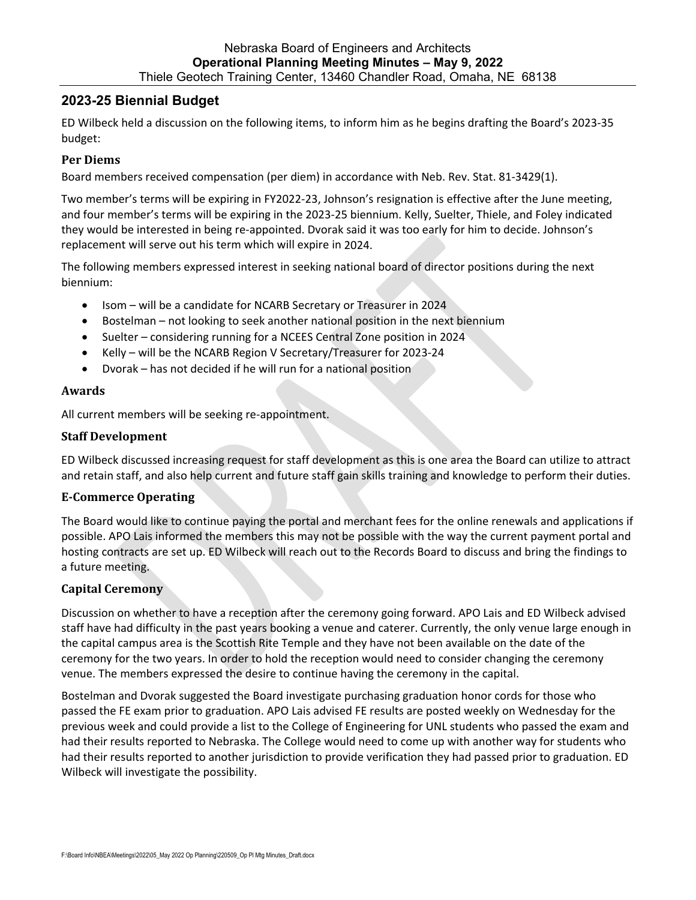## 2023-25 Biennial Budget

ED Wilbeck held a discussion on the following items, to inform him as he begins drafting the Board's 2023-35 budget:

### Per Diems

Board members received compensation (per diem) in accordance with Neb. Rev. Stat. 81-3429(1).

Two member's terms will be expiring in FY2022-23, Johnson's resignation is effective after the June meeting, and four member's terms will be expiring in the 2023-25 biennium. Kelly, Suelter, Thiele, and Foley indicated they would be interested in being re-appointed. Dvorak said it was too early for him to decide. Johnson's replacement will serve out his term which will expire in 2024.

The following members expressed interest in seeking national board of director positions during the next biennium:

- Isom – will be a candidate for NCARB Secretary or Treasurer in 2024
- Bostelman – not looking to seek another national position in the next biennium
- Suelter – considering running for a NCEES Central Zone position in 2024
- Kelly – will be the NCARB Region V Secretary/Treasurer for 2023-24
- Dvorak – has not decided if he will run for a national position

### Awards

All current members will be seeking re-appointment.

### Staff Development

ED Wilbeck discussed increasing request for staff development as this is one area the Board can utilize to attract and retain staff, and also help current and future staff gain skills training and knowledge to perform their duties.

### E-Commerce Operating

The Board would like to continue paying the portal and merchant fees for the online renewals and applications if possible. APO Lais informed the members this may not be possible with the way the current payment portal and hosting contracts are set up. ED Wilbeck will reach out to the Records Board to discuss and bring the findings to a future meeting.

### Capital Ceremony

Discussion on whether to have a reception after the ceremony going forward. APO Lais and ED Wilbeck advised staff have had difficulty in the past years booking a venue and caterer. Currently, the only venue large enough in the capital campus area is the Scottish Rite Temple and they have not been available on the date of the ceremony for the two years. In order to hold the reception would need to consider changing the ceremony venue. The members expressed the desire to continue having the ceremony in the capital.

Bostelman and Dvorak suggested the Board investigate purchasing graduation honor cords for those who passed the FE exam prior to graduation. APO Lais advised FE results are posted weekly on Wednesday for the previous week and could provide a list to the College of Engineering for UNL students who passed the exam and had their results reported to Nebraska. The College would need to come up with another way for students who had their results reported to another jurisdiction to provide verification they had passed prior to graduation. ED Wilbeck will investigate the possibility.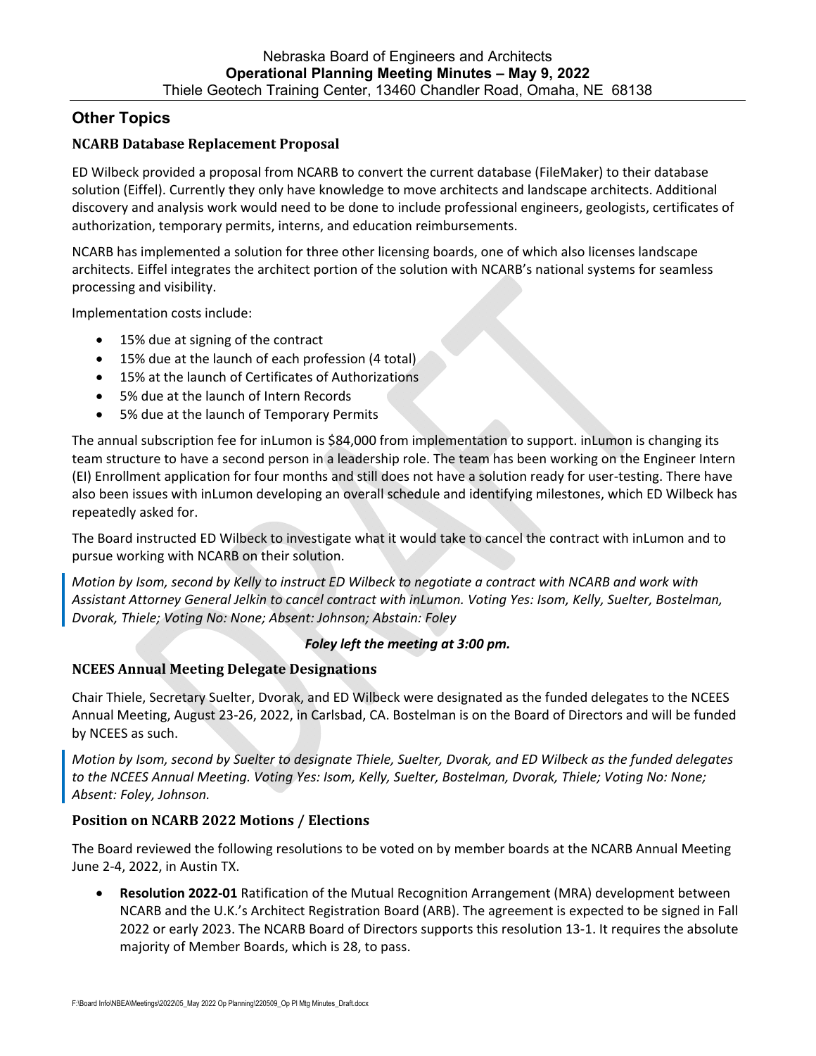## Other Topics

### NCARB Database Replacement Proposal

ED Wilbeck provided a proposal from NCARB to convert the current database (FileMaker) to their database solution (Eiffel). Currently they only have knowledge to move architects and landscape architects. Additional discovery and analysis work would need to be done to include professional engineers, geologists, certificates of authorization, temporary permits, interns, and education reimbursements.

NCARB has implemented a solution for three other licensing boards, one of which also licenses landscape architects. Eiffel integrates the architect portion of the solution with NCARB's national systems for seamless processing and visibility.

Implementation costs include:

- 15% due at signing of the contract
- 15% due at the launch of each profession (4 total)
- 15% at the launch of Certificates of Authorizations
- 5% due at the launch of Intern Records
- 5% due at the launch of Temporary Permits

The annual subscription fee for inLumon is $84,000 from implementation to support. inLumon is changing its team structure to have a second person in a leadership role. The team has been working on the Engineer Intern (EI) Enrollment application for four months and still does not have a solution ready for user-testing. There have also been issues with inLumon developing an overall schedule and identifying milestones, which ED Wilbeck has repeatedly asked for.

The Board instructed ED Wilbeck to investigate what it would take to cancel the contract with inLumon and to pursue working with NCARB on their solution.

*Motion by Isom, second by Kelly to instruct ED Wilbeck to negotiate a contract with NCARB and work with Assistant Attorney General Jelkin to cancel contract with inLumon. Voting Yes: Isom, Kelly, Suelter, Bostelman, Dvorak, Thiele; Voting No: None; Absent: Johnson; Abstain: Foley*

***Foley left the meeting at 3:00 pm.***

### NCEES Annual Meeting Delegate Designations

Chair Thiele, Secretary Suelter, Dvorak, and ED Wilbeck were designated as the funded delegates to the NCEES Annual Meeting, August 23-26, 2022, in Carlsbad, CA. Bostelman is on the Board of Directors and will be funded by NCEES as such.

*Motion by Isom, second by Suelter to designate Thiele, Suelter, Dvorak, and ED Wilbeck as the funded delegates to the NCEES Annual Meeting. Voting Yes: Isom, Kelly, Suelter, Bostelman, Dvorak, Thiele; Voting No: None; Absent: Foley, Johnson.*

### Position on NCARB 2022 Motions / Elections

The Board reviewed the following resolutions to be voted on by member boards at the NCARB Annual Meeting June 2-4, 2022, in Austin TX.

- **Resolution 2022-01** Ratification of the Mutual Recognition Arrangement (MRA) development between NCARB and the U.K.'s Architect Registration Board (ARB). The agreement is expected to be signed in Fall 2022 or early 2023. The NCARB Board of Directors supports this resolution 13-1. It requires the absolute majority of Member Boards, which is 28, to pass.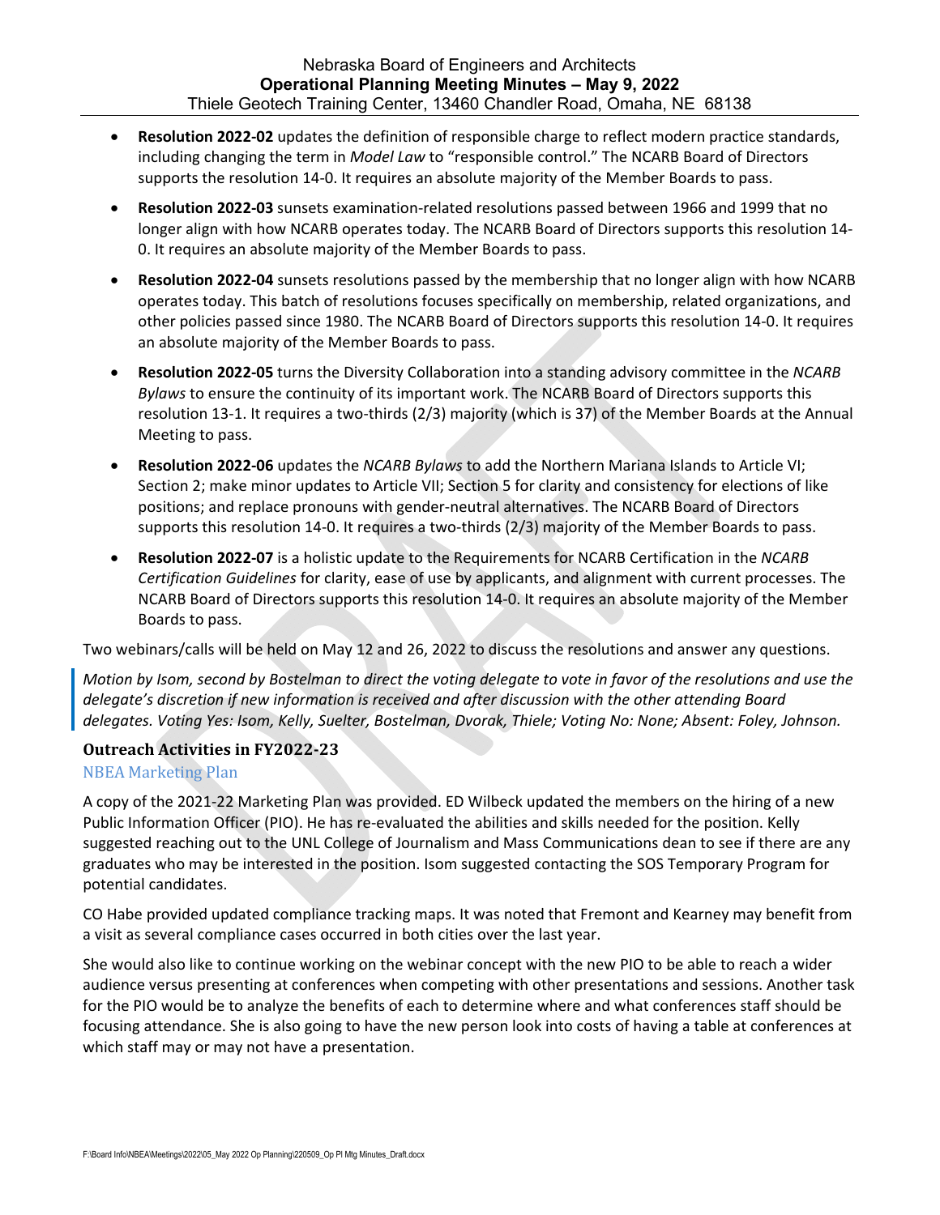- **Resolution 2022-02** updates the definition of responsible charge to reflect modern practice standards, including changing the term in *Model Law* to "responsible control." The NCARB Board of Directors supports the resolution 14-0. It requires an absolute majority of the Member Boards to pass.
- **Resolution 2022-03** sunsets examination-related resolutions passed between 1966 and 1999 that no longer align with how NCARB operates today. The NCARB Board of Directors supports this resolution 14-0. It requires an absolute majority of the Member Boards to pass.
- **Resolution 2022-04** sunsets resolutions passed by the membership that no longer align with how NCARB operates today. This batch of resolutions focuses specifically on membership, related organizations, and other policies passed since 1980. The NCARB Board of Directors supports this resolution 14-0. It requires an absolute majority of the Member Boards to pass.
- **Resolution 2022-05** turns the Diversity Collaboration into a standing advisory committee in the *NCARB Bylaws* to ensure the continuity of its important work. The NCARB Board of Directors supports this resolution 13-1. It requires a two-thirds (2/3) majority (which is 37) of the Member Boards at the Annual Meeting to pass.
- **Resolution 2022-06** updates the *NCARB Bylaws* to add the Northern Mariana Islands to Article VI; Section 2; make minor updates to Article VII; Section 5 for clarity and consistency for elections of like positions; and replace pronouns with gender-neutral alternatives. The NCARB Board of Directors supports this resolution 14-0. It requires a two-thirds (2/3) majority of the Member Boards to pass.
- **Resolution 2022-07** is a holistic update to the Requirements for NCARB Certification in the *NCARB Certification Guidelines* for clarity, ease of use by applicants, and alignment with current processes. The NCARB Board of Directors supports this resolution 14-0. It requires an absolute majority of the Member Boards to pass.

Two webinars/calls will be held on May 12 and 26, 2022 to discuss the resolutions and answer any questions.

*Motion by Isom, second by Bostelman to direct the voting delegate to vote in favor of the resolutions and use the delegate's discretion if new information is received and after discussion with the other attending Board delegates. Voting Yes: Isom, Kelly, Suelter, Bostelman, Dvorak, Thiele; Voting No: None; Absent: Foley, Johnson.*

## Outreach Activities in FY2022-23

### NBEA Marketing Plan

A copy of the 2021-22 Marketing Plan was provided. ED Wilbeck updated the members on the hiring of a new Public Information Officer (PIO). He has re-evaluated the abilities and skills needed for the position. Kelly suggested reaching out to the UNL College of Journalism and Mass Communications dean to see if there are any graduates who may be interested in the position. Isom suggested contacting the SOS Temporary Program for potential candidates.

CO Habe provided updated compliance tracking maps. It was noted that Fremont and Kearney may benefit from a visit as several compliance cases occurred in both cities over the last year.

She would also like to continue working on the webinar concept with the new PIO to be able to reach a wider audience versus presenting at conferences when competing with other presentations and sessions. Another task for the PIO would be to analyze the benefits of each to determine where and what conferences staff should be focusing attendance. She is also going to have the new person look into costs of having a table at conferences at which staff may or may not have a presentation.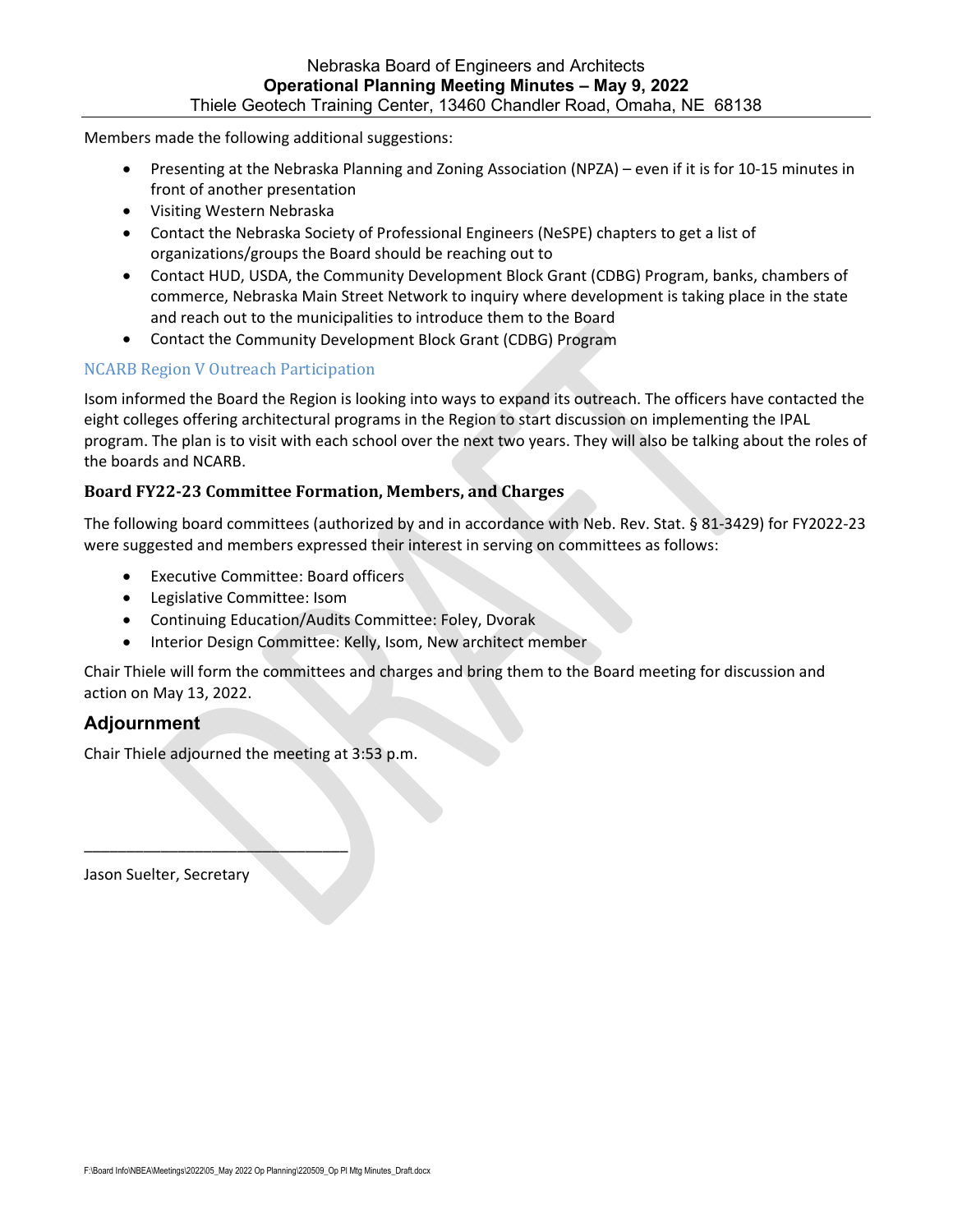Members made the following additional suggestions:

- Presenting at the Nebraska Planning and Zoning Association (NPZA) – even if it is for 10-15 minutes in front of another presentation
- Visiting Western Nebraska
- Contact the Nebraska Society of Professional Engineers (NeSPE) chapters to get a list of organizations/groups the Board should be reaching out to
- Contact HUD, USDA, the Community Development Block Grant (CDBG) Program, banks, chambers of commerce, Nebraska Main Street Network to inquiry where development is taking place in the state and reach out to the municipalities to introduce them to the Board
- Contact the Community Development Block Grant (CDBG) Program

### NCARB Region V Outreach Participation

Isom informed the Board the Region is looking into ways to expand its outreach. The officers have contacted the eight colleges offering architectural programs in the Region to start discussion on implementing the IPAL program. The plan is to visit with each school over the next two years. They will also be talking about the roles of the boards and NCARB.

### Board FY22-23 Committee Formation, Members, and Charges

The following board committees (authorized by and in accordance with Neb. Rev. Stat. § 81-3429) for FY2022-23 were suggested and members expressed their interest in serving on committees as follows:

- Executive Committee: Board officers
- Legislative Committee: Isom
- Continuing Education/Audits Committee: Foley, Dvorak
- Interior Design Committee: Kelly, Isom, New architect member

Chair Thiele will form the committees and charges and bring them to the Board meeting for discussion and action on May 13, 2022.

## Adjournment

Chair Thiele adjourned the meeting at 3:53 p.m.

_______________________________

Jason Suelter, Secretary